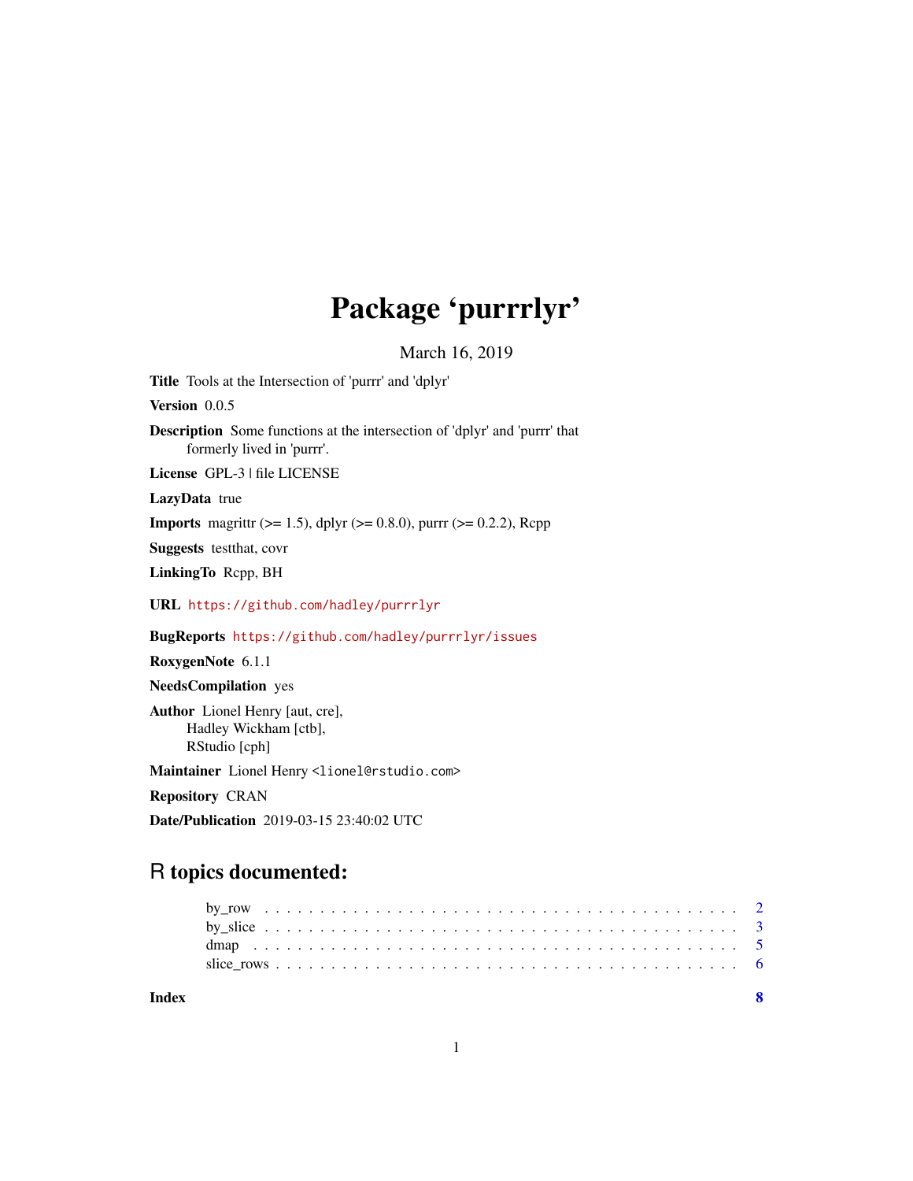# Package 'purrrlyr'

March 16, 2019

**Title** Tools at the Intersection of 'purrr' and 'dplyr'

**Version** 0.0.5

**Description** Some functions at the intersection of 'dplyr' and 'purrr' that formerly lived in 'purrr'.

**License** GPL-3 | file LICENSE

**LazyData** true

**Imports** magrittr (>= 1.5), dplyr (>= 0.8.0), purrr (>= 0.2.2), Rcpp

**Suggests** testthat, covr

**LinkingTo** Rcpp, BH

**URL** https://github.com/hadley/purrrlyr

**BugReports** https://github.com/hadley/purrrlyr/issues

**RoxygenNote** 6.1.1

**NeedsCompilation** yes

**Author** Lionel Henry [aut, cre],
Hadley Wickham [ctb],
RStudio [cph]

**Maintainer** Lionel Henry <lionel@rstudio.com>

**Repository** CRAN

**Date/Publication** 2019-03-15 23:40:02 UTC

## R topics documented:

- by_row . . . . . . . . . . . . . . . . . . . . . . . . . . . . . . . . . . . . . . . . 2
- by_slice . . . . . . . . . . . . . . . . . . . . . . . . . . . . . . . . . . . . . . . 3
- dmap . . . . . . . . . . . . . . . . . . . . . . . . . . . . . . . . . . . . . . . . . 5
- slice_rows . . . . . . . . . . . . . . . . . . . . . . . . . . . . . . . . . . . . . . 6

**Index** 8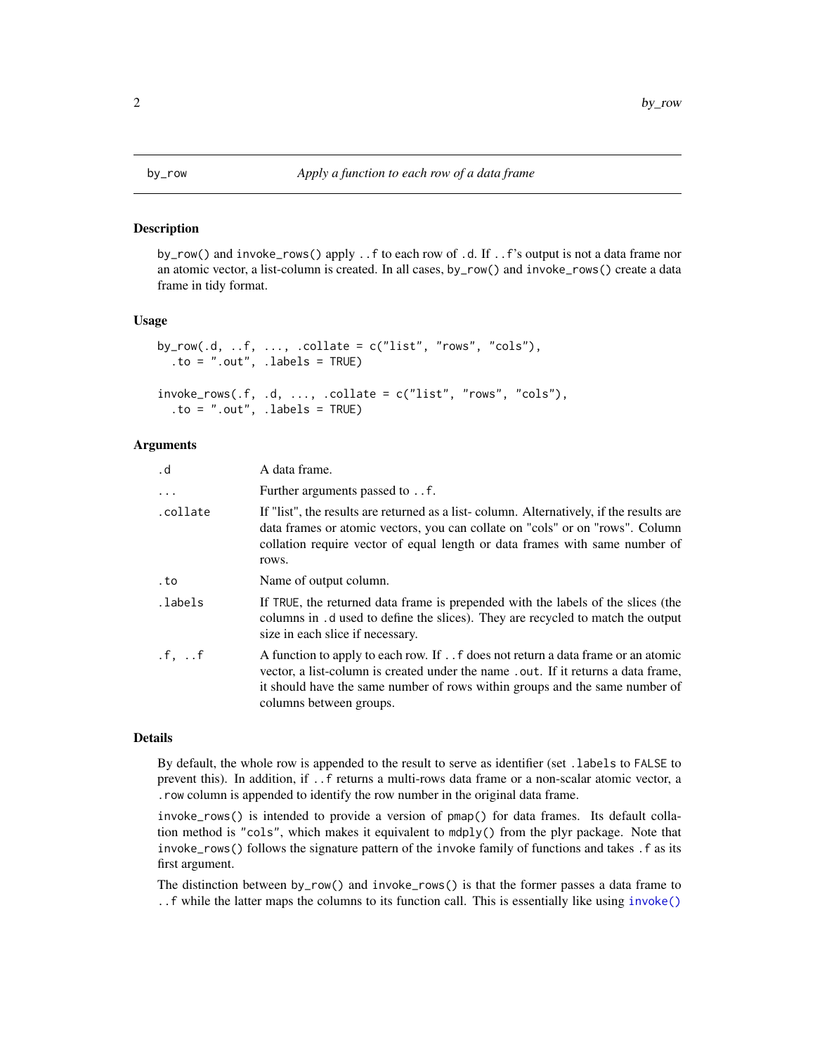## by_row — *Apply a function to each row of a data frame*

### Description

`by_row()` and `invoke_rows()` apply `..f` to each row of `.d`. If `..f`'s output is not a data frame nor an atomic vector, a list-column is created. In all cases, `by_row()` and `invoke_rows()` create a data frame in tidy format.

### Usage

```
by_row(.d, ..f, ..., .collate = c("list", "rows", "cols"),
  .to = ".out", .labels = TRUE)

invoke_rows(.f, .d, ..., .collate = c("list", "rows", "cols"),
  .to = ".out", .labels = TRUE)
```

### Arguments

| | |
|---|---|
| `.d` | A data frame. |
| `...` | Further arguments passed to `..f`. |
| `.collate` | If "list", the results are returned as a list- column. Alternatively, if the results are data frames or atomic vectors, you can collate on "cols" or on "rows". Column collation require vector of equal length or data frames with same number of rows. |
| `.to` | Name of output column. |
| `.labels` | If `TRUE`, the returned data frame is prepended with the labels of the slices (the columns in `.d` used to define the slices). They are recycled to match the output size in each slice if necessary. |
| `.f, ..f` | A function to apply to each row. If `..f` does not return a data frame or an atomic vector, a list-column is created under the name `.out`. If it returns a data frame, it should have the same number of rows within groups and the same number of columns between groups. |

### Details

By default, the whole row is appended to the result to serve as identifier (set `.labels` to `FALSE` to prevent this). In addition, if `..f` returns a multi-rows data frame or a non-scalar atomic vector, a `.row` column is appended to identify the row number in the original data frame.

`invoke_rows()` is intended to provide a version of `pmap()` for data frames. Its default collation method is `"cols"`, which makes it equivalent to `mdply()` from the plyr package. Note that `invoke_rows()` follows the signature pattern of the `invoke` family of functions and takes `.f` as its first argument.

The distinction between `by_row()` and `invoke_rows()` is that the former passes a data frame to `..f` while the latter maps the columns to its function call. This is essentially like using `invoke()`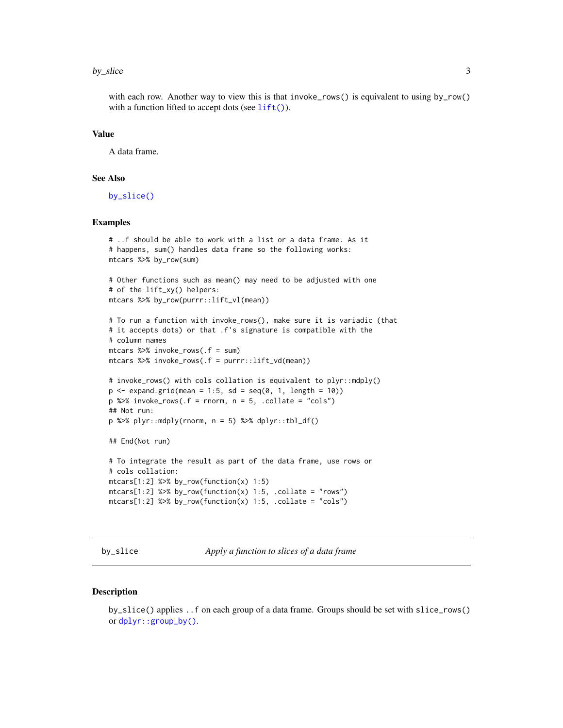with each row. Another way to view this is that `invoke_rows()` is equivalent to using `by_row()` with a function lifted to accept dots (see `lift()`).

### Value

A data frame.

### See Also

`by_slice()`

### Examples

```
# ..f should be able to work with a list or a data frame. As it
# happens, sum() handles data frame so the following works:
mtcars %>% by_row(sum)

# Other functions such as mean() may need to be adjusted with one
# of the lift_xy() helpers:
mtcars %>% by_row(purrr::lift_vl(mean))

# To run a function with invoke_rows(), make sure it is variadic (that
# it accepts dots) or that .f's signature is compatible with the
# column names
mtcars %>% invoke_rows(.f = sum)
mtcars %>% invoke_rows(.f = purrr::lift_vd(mean))

# invoke_rows() with cols collation is equivalent to plyr::mdply()
p <- expand.grid(mean = 1:5, sd = seq(0, 1, length = 10))
p %>% invoke_rows(.f = rnorm, n = 5, .collate = "cols")
## Not run:
p %>% plyr::mdply(rnorm, n = 5) %>% dplyr::tbl_df()

## End(Not run)

# To integrate the result as part of the data frame, use rows or
# cols collation:
mtcars[1:2] %>% by_row(function(x) 1:5)
mtcars[1:2] %>% by_row(function(x) 1:5, .collate = "rows")
mtcars[1:2] %>% by_row(function(x) 1:5, .collate = "cols")
```

---

## by_slice — *Apply a function to slices of a data frame*

### Description

`by_slice()` applies `..f` on each group of a data frame. Groups should be set with `slice_rows()` or `dplyr::group_by()`.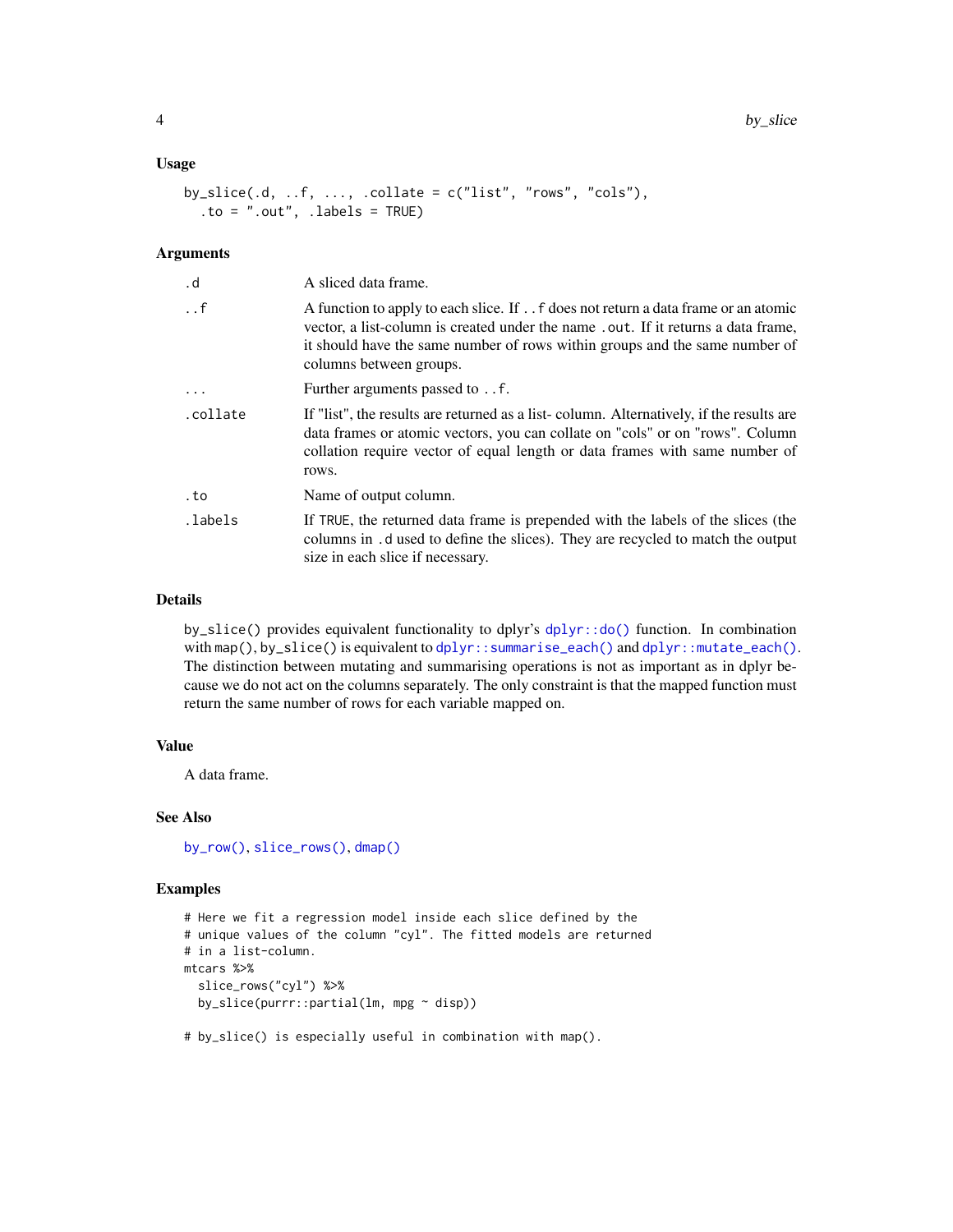### Usage

```
by_slice(.d, ..f, ..., .collate = c("list", "rows", "cols"),
  .to = ".out", .labels = TRUE)
```

### Arguments

| | |
|---|---|
| `.d` | A sliced data frame. |
| `..f` | A function to apply to each slice. If `..f` does not return a data frame or an atomic vector, a list-column is created under the name `.out`. If it returns a data frame, it should have the same number of rows within groups and the same number of columns between groups. |
| `...` | Further arguments passed to `..f`. |
| `.collate` | If "list", the results are returned as a list- column. Alternatively, if the results are data frames or atomic vectors, you can collate on "cols" or on "rows". Column collation require vector of equal length or data frames with same number of rows. |
| `.to` | Name of output column. |
| `.labels` | If `TRUE`, the returned data frame is prepended with the labels of the slices (the columns in `.d` used to define the slices). They are recycled to match the output size in each slice if necessary. |

### Details

`by_slice()` provides equivalent functionality to dplyr's `dplyr::do()` function. In combination with `map()`, `by_slice()` is equivalent to `dplyr::summarise_each()` and `dplyr::mutate_each()`. The distinction between mutating and summarising operations is not as important as in dplyr because we do not act on the columns separately. The only constraint is that the mapped function must return the same number of rows for each variable mapped on.

### Value

A data frame.

### See Also

`by_row()`, `slice_rows()`, `dmap()`

### Examples

```
# Here we fit a regression model inside each slice defined by the
# unique values of the column "cyl". The fitted models are returned
# in a list-column.
mtcars %>%
  slice_rows("cyl") %>%
  by_slice(purrr::partial(lm, mpg ~ disp))

# by_slice() is especially useful in combination with map().
```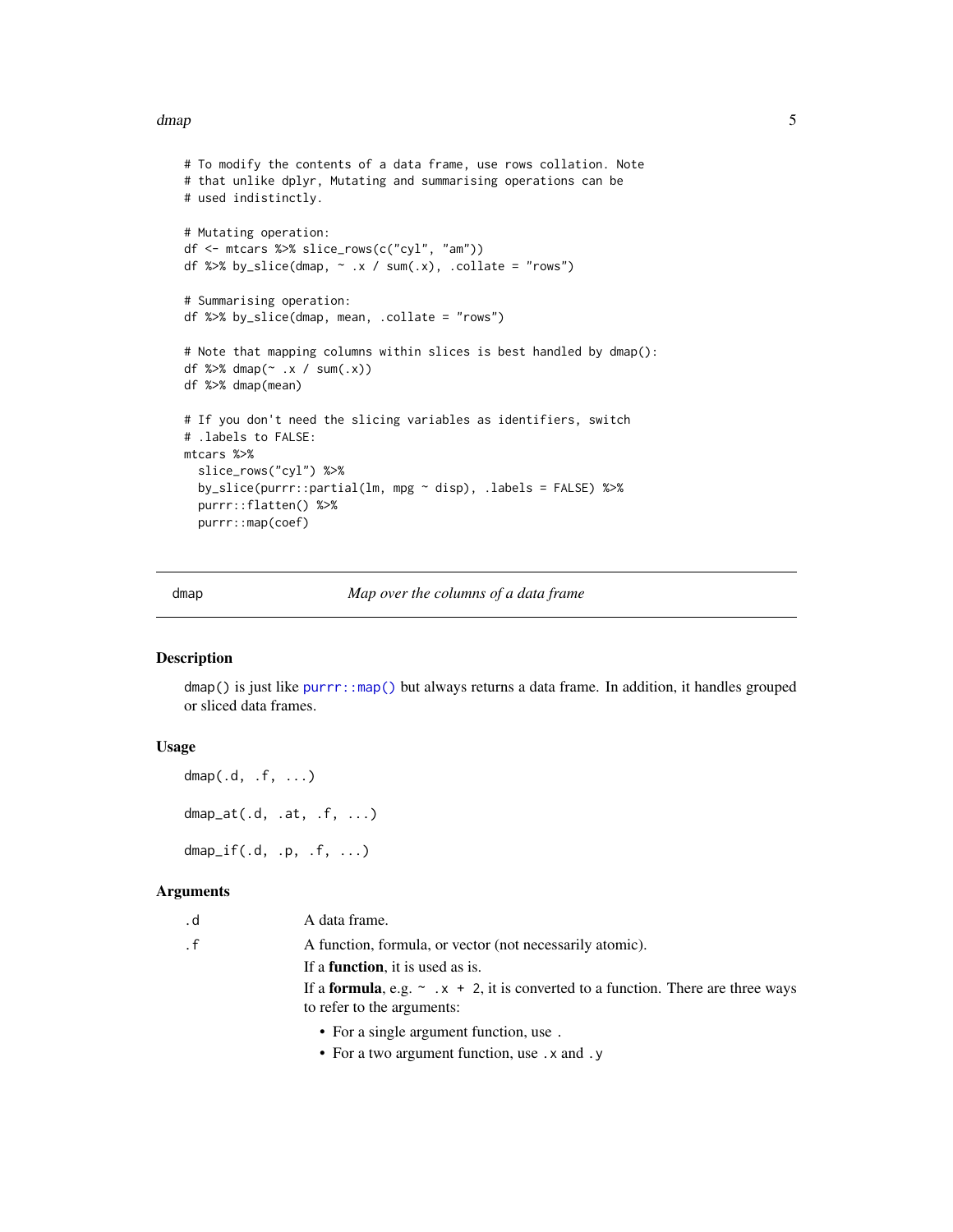```
# To modify the contents of a data frame, use rows collation. Note
# that unlike dplyr, Mutating and summarising operations can be
# used indistinctly.

# Mutating operation:
df <- mtcars %>% slice_rows(c("cyl", "am"))
df %>% by_slice(dmap, ~ .x / sum(.x), .collate = "rows")

# Summarising operation:
df %>% by_slice(dmap, mean, .collate = "rows")

# Note that mapping columns within slices is best handled by dmap():
df %>% dmap(~ .x / sum(.x))
df %>% dmap(mean)

# If you don't need the slicing variables as identifiers, switch
# .labels to FALSE:
mtcars %>%
  slice_rows("cyl") %>%
  by_slice(purrr::partial(lm, mpg ~ disp), .labels = FALSE) %>%
  purrr::flatten() %>%
  purrr::map(coef)
```

---

## dmap — *Map over the columns of a data frame*

### Description

`dmap()` is just like `purrr::map()` but always returns a data frame. In addition, it handles grouped or sliced data frames.

### Usage

```
dmap(.d, .f, ...)

dmap_at(.d, .at, .f, ...)

dmap_if(.d, .p, .f, ...)
```

### Arguments

`.d` A data frame.

`.f` A function, formula, or vector (not necessarily atomic).

If a **function**, it is used as is.

If a **formula**, e.g. `~ .x + 2`, it is converted to a function. There are three ways to refer to the arguments:

- For a single argument function, use `.`
- For a two argument function, use `.x` and `.y`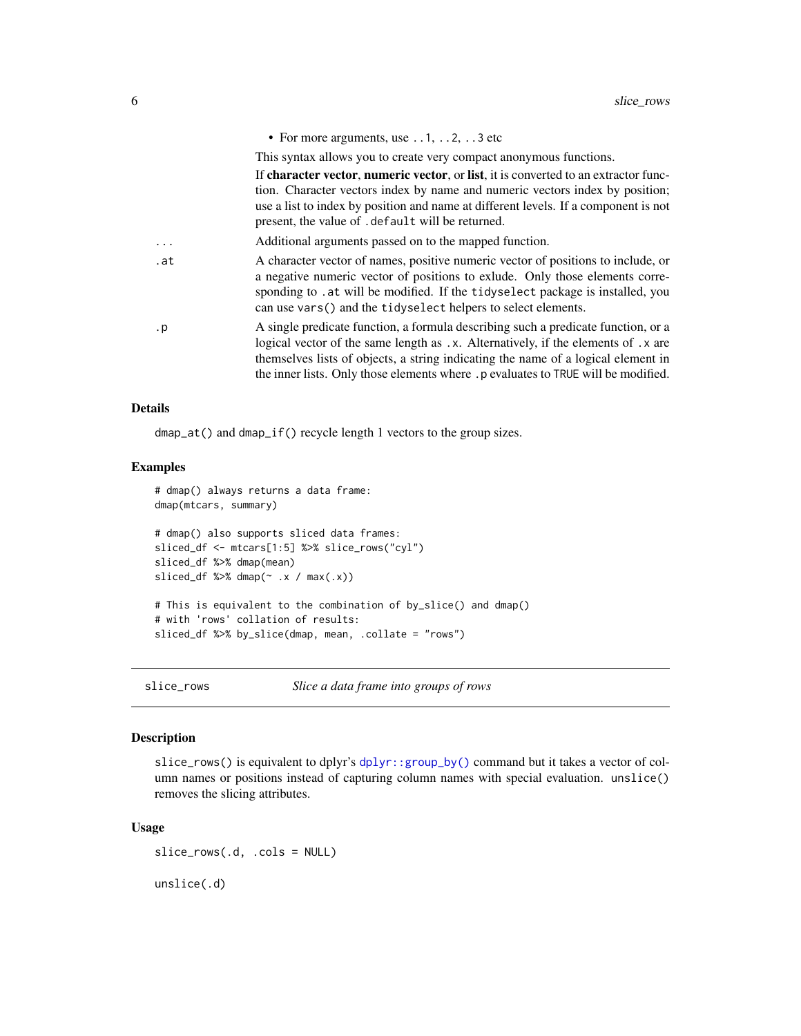- For more arguments, use `..1`, `..2`, `..3` etc

This syntax allows you to create very compact anonymous functions.

If **character vector**, **numeric vector**, or **list**, it is converted to an extractor function. Character vectors index by name and numeric vectors index by position; use a list to index by position and name at different levels. If a component is not present, the value of `.default` will be returned.

| | |
|---|---|
| `...` | Additional arguments passed on to the mapped function. |
| `.at` | A character vector of names, positive numeric vector of positions to include, or a negative numeric vector of positions to exlude. Only those elements corresponding to `.at` will be modified. If the `tidyselect` package is installed, you can use `vars()` and the `tidyselect` helpers to select elements. |
| `.p` | A single predicate function, a formula describing such a predicate function, or a logical vector of the same length as `.x`. Alternatively, if the elements of `.x` are themselves lists of objects, a string indicating the name of a logical element in the inner lists. Only those elements where `.p` evaluates to `TRUE` will be modified. |

### Details

`dmap_at()` and `dmap_if()` recycle length 1 vectors to the group sizes.

### Examples

```
# dmap() always returns a data frame:
dmap(mtcars, summary)

# dmap() also supports sliced data frames:
sliced_df <- mtcars[1:5] %>% slice_rows("cyl")
sliced_df %>% dmap(mean)
sliced_df %>% dmap(~ .x / max(.x))

# This is equivalent to the combination of by_slice() and dmap()
# with 'rows' collation of results:
sliced_df %>% by_slice(dmap, mean, .collate = "rows")
```

---

## slice_rows — *Slice a data frame into groups of rows*

---

### Description

`slice_rows()` is equivalent to dplyr's `dplyr::group_by()` command but it takes a vector of column names or positions instead of capturing column names with special evaluation. `unslice()` removes the slicing attributes.

### Usage

```
slice_rows(.d, .cols = NULL)

unslice(.d)
```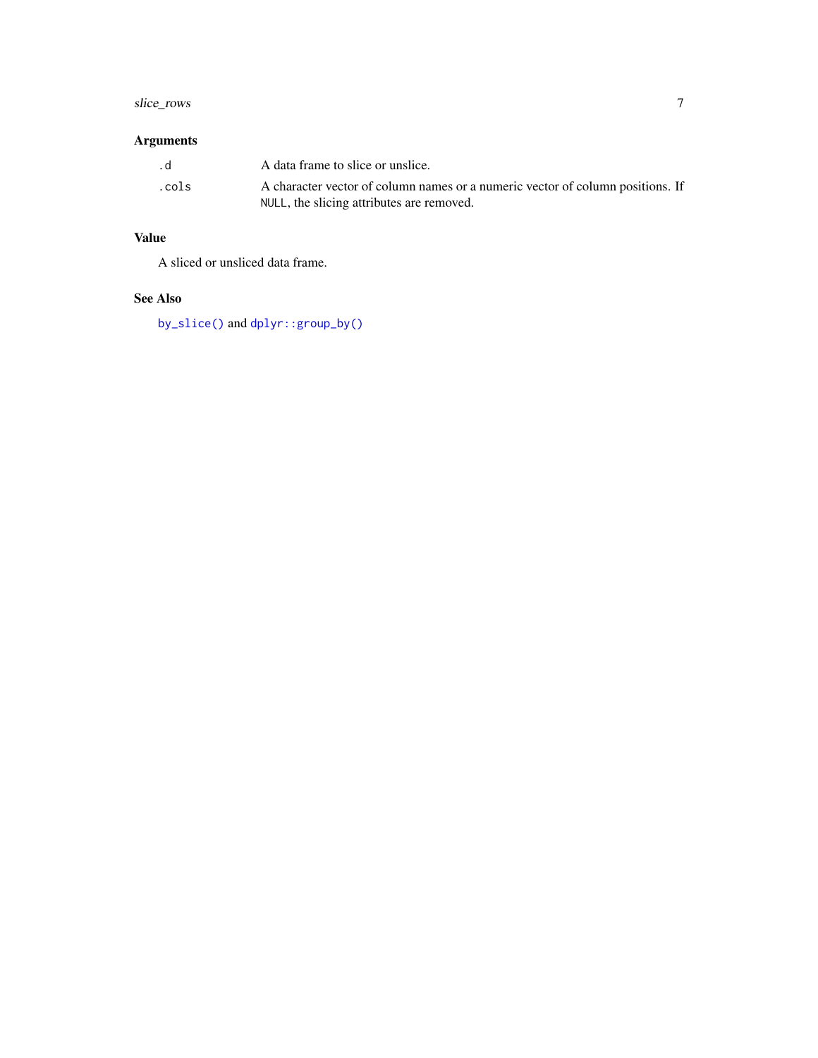### Arguments

| | |
|---|---|
| `.d` | A data frame to slice or unslice. |
| `.cols` | A character vector of column names or a numeric vector of column positions. If `NULL`, the slicing attributes are removed. |

### Value

A sliced or unsliced data frame.

### See Also

`by_slice()` and `dplyr::group_by()`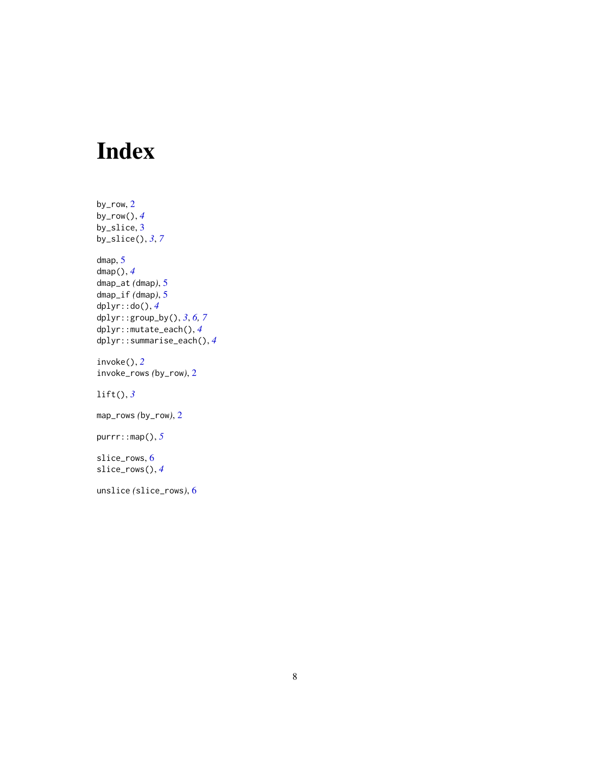# Index

by_row, 2
by_row(), *4*
by_slice, 3
by_slice(), *3*, *7*

dmap, 5
dmap(), *4*
dmap_at *(*dmap*)*, 5
dmap_if *(*dmap*)*, 5
dplyr::do(), *4*
dplyr::group_by(), *3*, *6, 7*
dplyr::mutate_each(), *4*
dplyr::summarise_each(), *4*

invoke(), *2*
invoke_rows *(*by_row*)*, 2

lift(), *3*

map_rows *(*by_row*)*, 2

purrr::map(), *5*

slice_rows, 6
slice_rows(), *4*

unslice *(*slice_rows*)*, 6